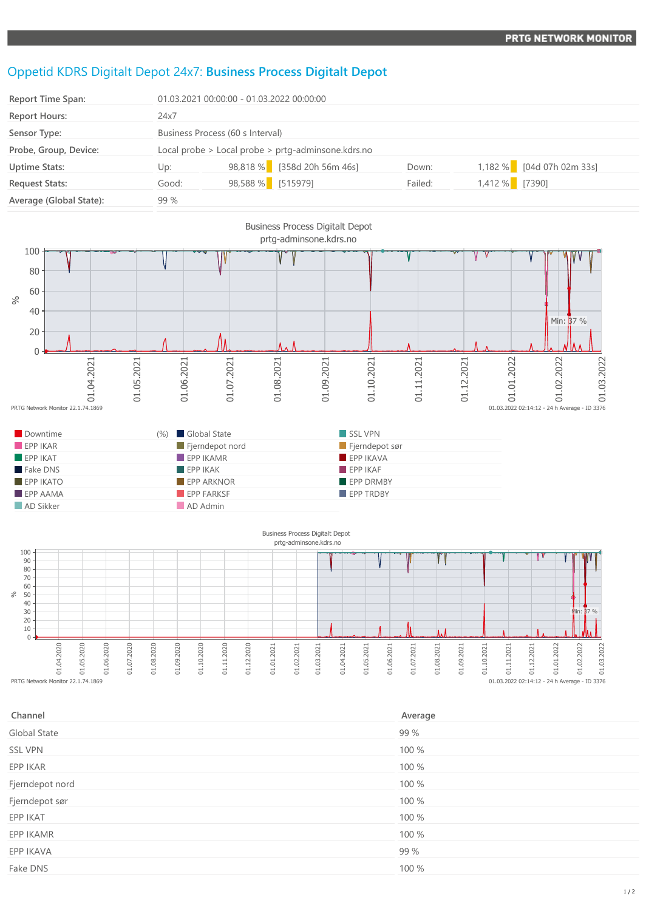PRTG NETWORK MONITOR

# Oppetid KDRS Digitalt Depot 24x7: **Business Process Digitalt Depot**

| | | | | | |
|---|---|---|---|---|---|
| **Report Time Span:** | 01.03.2021 00:00:00 - 01.03.2022 00:00:00 | | | | |
| **Report Hours:** | 24x7 | | | | |
| **Sensor Type:** | Business Process (60 s Interval) | | | | |
| **Probe, Group, Device:** | Local probe > Local probe > prtg-adminsone.kdrs.no | | | | |
| **Uptime Stats:** | Up: 98,818 % | [358d 20h 56m 46s] | Down: | 1,182 % | [04d 07h 02m 33s] |
| **Request Stats:** | Good: 98,588 % | [515979] | Failed: | 1,412 % | [7390] |
| **Average (Global State):** | 99 % | | | | |

Business Process Digitalt Depot
prtg-adminsone.kdrs.no

PRTG Network Monitor 22.1.74.1869 — 01.03.2022 02:14:12 - 24 h Average - ID 3376

| | | |
|---|---|---|
| Downtime (%) | Global State | SSL VPN |
| EPP IKAR | Fjerndepot nord | Fjerndepot sør |
| EPP IKAT | EPP IKAMR | EPP IKAVA |
| Fake DNS | EPP IKAK | EPP IKAF |
| EPP IKATO | EPP ARKNOR | EPP DRMBY |
| EPP AAMA | EPP FARKSF | EPP TRDBY |
| AD Sikker | AD Admin | |

Business Process Digitalt Depot
prtg-adminsone.kdrs.no

PRTG Network Monitor 22.1.74.1869 — 01.03.2022 02:14:12 - 24 h Average - ID 3376

| Channel | Average |
|---|---|
| Global State | 99 % |
| SSL VPN | 100 % |
| EPP IKAR | 100 % |
| Fjerndepot nord | 100 % |
| Fjerndepot sør | 100 % |
| EPP IKAT | 100 % |
| EPP IKAMR | 100 % |
| EPP IKAVA | 99 % |
| Fake DNS | 100 % |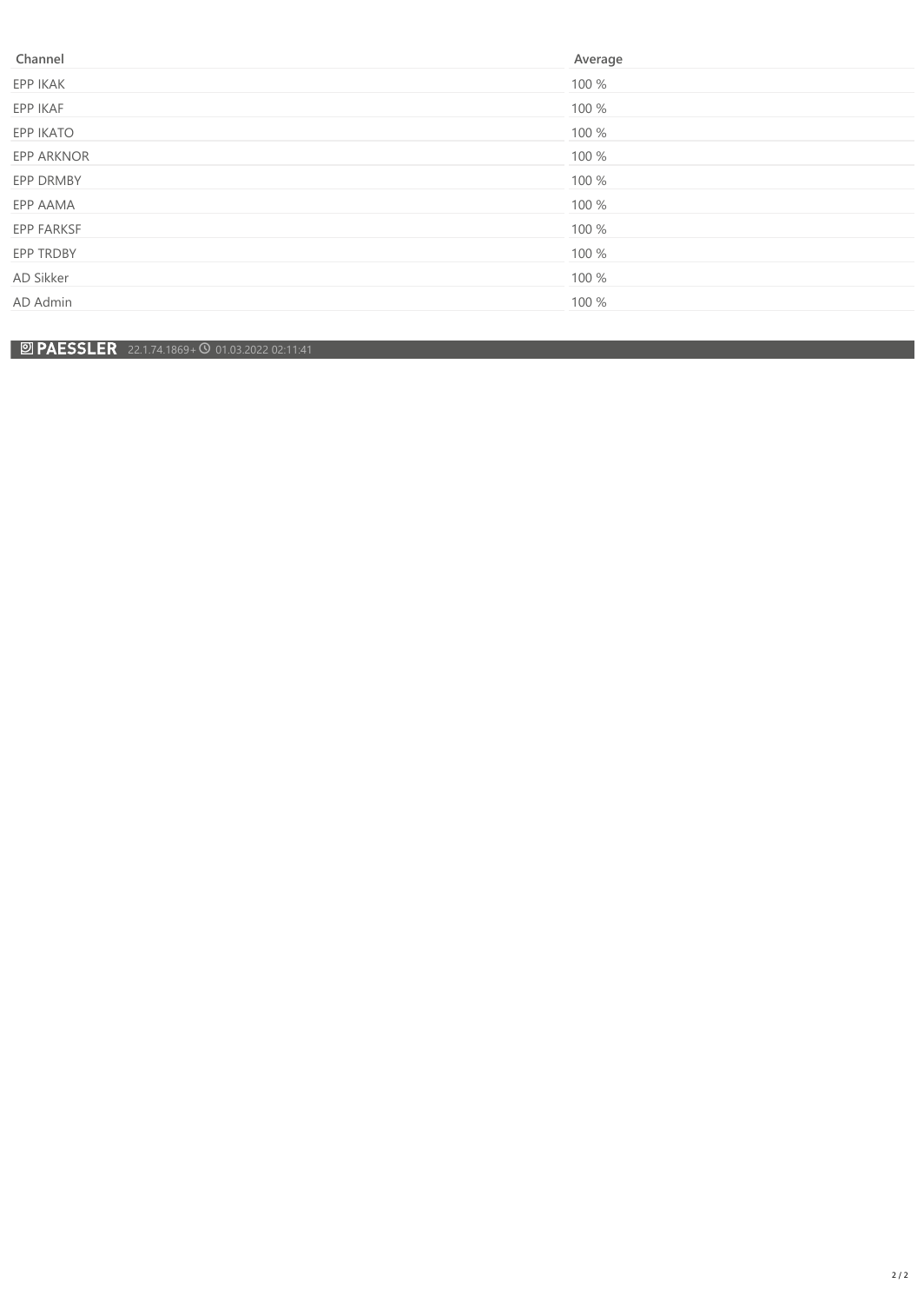| Channel | Average |
| --- | --- |
| EPP IKAK | 100 % |
| EPP IKAF | 100 % |
| EPP IKATO | 100 % |
| EPP ARKNOR | 100 % |
| EPP DRMBY | 100 % |
| EPP AAMA | 100 % |
| EPP FARKSF | 100 % |
| EPP TRDBY | 100 % |
| AD Sikker | 100 % |
| AD Admin | 100 % |

PAESSLER 22.1.74.1869+ 01.03.2022 02:11:41